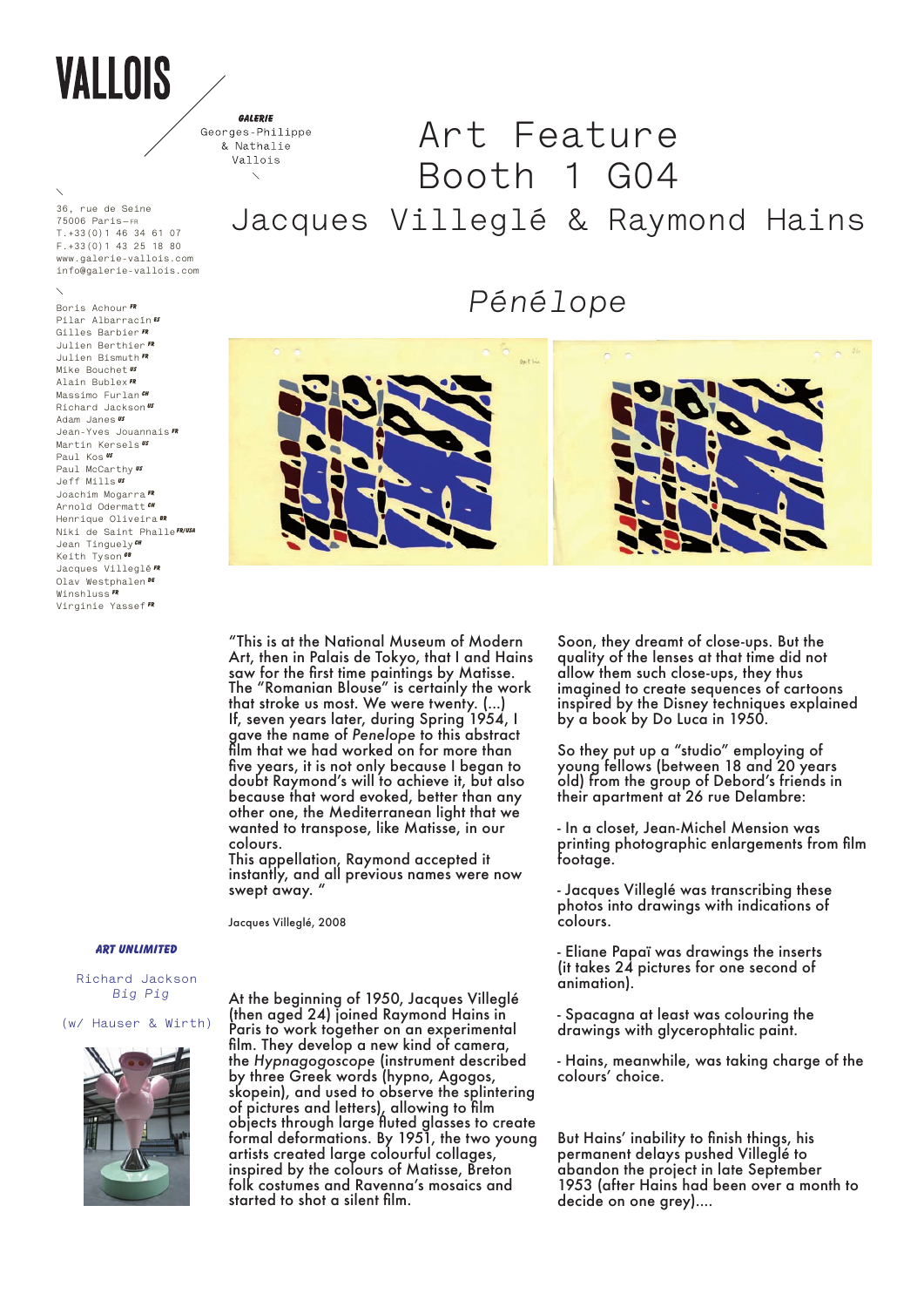# VALLOIS

**GALERIE**
Georges-Philippe
& Nathalie
Vallois

36, rue de Seine
75006 Paris—FR
T.+33(0)1 46 34 61 07
F.+33(0)1 43 25 18 80
www.galerie-vallois.com
info@galerie-vallois.com

Boris Achour FR
Pilar Albarracín ES
Gilles Barbier FR
Julien Berthier FR
Julien Bismuth FR
Mike Bouchet US
Alain Bublex FR
Massimo Furlan CH
Richard Jackson US
Adam Janes US
Jean-Yves Jouannais FR
Martin Kersels US
Paul Kos US
Paul McCarthy US
Jeff Mills US
Joachim Mogarra FR
Arnold Odermatt CH
Henrique Oliveira BR
Niki de Saint Phalle FR/USA
Jean Tinguely CH
Keith Tyson GB
Jacques Villeglé FR
Olav Westphalen DE
Winshluss FR
Virginie Yassef FR

# Art Feature
# Booth 1 G04

## Jacques Villeglé & Raymond Hains

## *Pénélope*

"This is at the National Museum of Modern Art, then in Palais de Tokyo, that I and Hains saw for the first time paintings by Matisse. The "Romanian Blouse" is certainly the work that stroke us most. We were twenty. (...)
If, seven years later, during Spring 1954, I gave the name of *Penelope* to this abstract film that we had worked on for more than five years, it is not only because I began to doubt Raymond's will to achieve it, but also because that word evoked, better than any other one, the Mediterranean light that we wanted to transpose, like Matisse, in our colours.
This appellation, Raymond accepted it instantly, and all previous names were now swept away. "

Jacques Villeglé, 2008

At the beginning of 1950, Jacques Villeglé (then aged 24) joined Raymond Hains in Paris to work together on an experimental film. They develop a new kind of camera, the *Hypnagogoscope* (instrument described by three Greek words (hypno, Agogos, skopein), and used to observe the splintering of pictures and letters), allowing to film objects through large fluted glasses to create formal deformations. By 1951, the two young artists created large colourful collages, inspired by the colours of Matisse, Breton folk costumes and Ravenna's mosaics and started to shot a silent film.

Soon, they dreamt of close-ups. But the quality of the lenses at that time did not allow them such close-ups, they thus imagined to create sequences of cartoons inspired by the Disney techniques explained by a book by Do Luca in 1950.

So they put up a "studio" employing of young fellows (between 18 and 20 years old) from the group of Debord's friends in their apartment at 26 rue Delambre:

- In a closet, Jean-Michel Mension was printing photographic enlargements from film footage.

- Jacques Villeglé was transcribing these photos into drawings with indications of colours.

- Eliane Papaï was drawings the inserts (it takes 24 pictures for one second of animation).

- Spacagna at least was colouring the drawings with glycerophtalic paint.

- Hains, meanwhile, was taking charge of the colours' choice.

But Hains' inability to finish things, his permanent delays pushed Villeglé to abandon the project in late September 1953 (after Hains had been over a month to decide on one grey)....

**ART UNLIMITED**

Richard Jackson
*Big Pig*

(w/ Hauser & Wirth)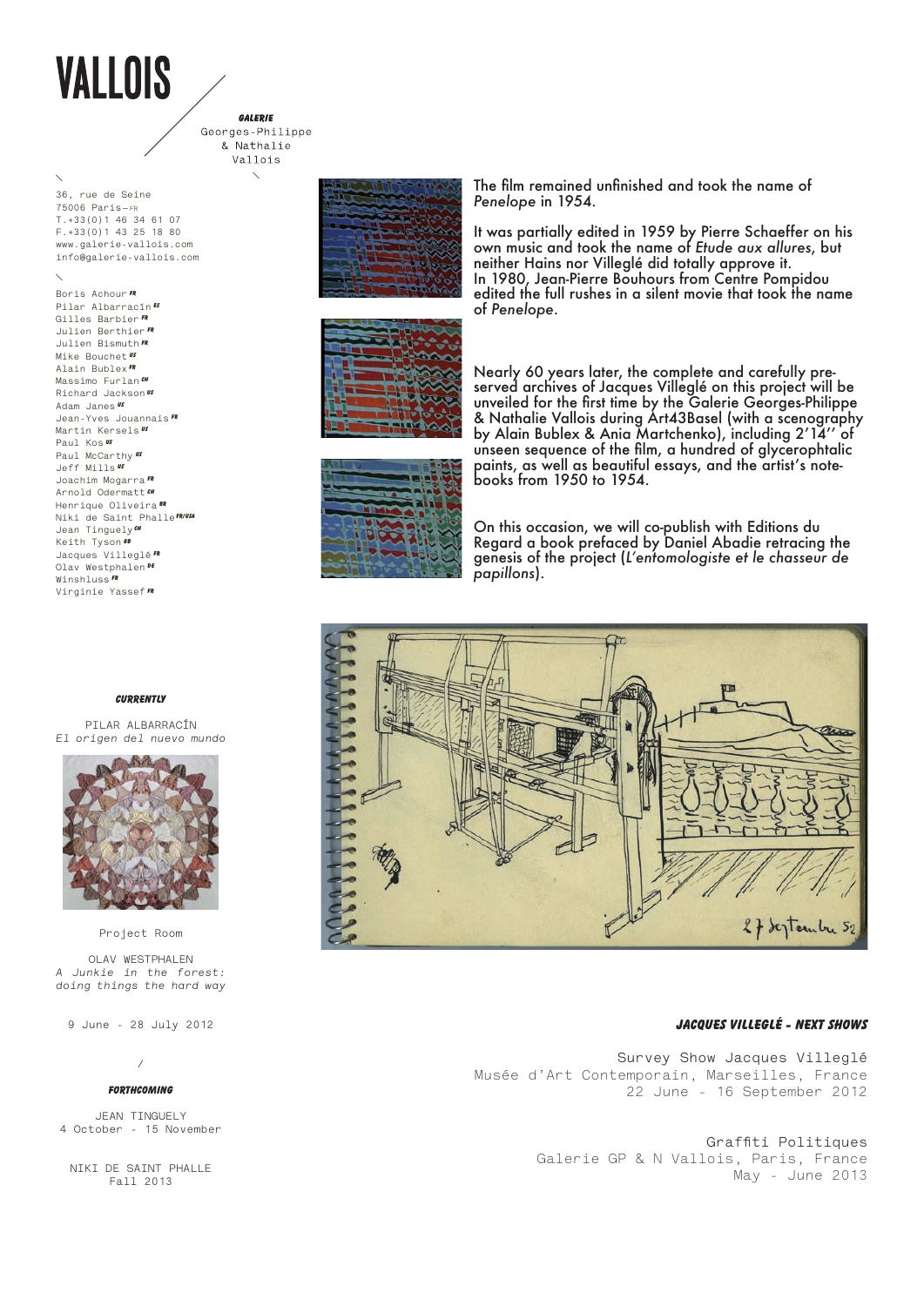# VALLOIS

**GALERIE**
Georges-Philippe
& Nathalie
Vallois

36, rue de Seine
75006 Paris—FR
T.+33(0)1 46 34 61 07
F.+33(0)1 43 25 18 80
www.galerie-vallois.com
info@galerie-vallois.com

Boris Achour FR
Pilar Albarracín ES
Gilles Barbier FR
Julien Berthier FR
Julien Bismuth FR
Mike Bouchet US
Alain Bublex FR
Massimo Furlan CH
Richard Jackson US
Adam Janes US
Jean-Yves Jouannais FR
Martin Kersels US
Paul Kos US
Paul McCarthy US
Jeff Mills US
Joachim Mogarra FR
Arnold Odermatt CH
Henrique Oliveira BR
Niki de Saint Phalle FR/USA
Jean Tinguely CH
Keith Tyson GB
Jacques Villeglé FR
Olav Westphalen DE
Winshluss FR
Virginie Yassef FR

The film remained unfinished and took the name of *Penelope* in 1954.

It was partially edited in 1959 by Pierre Schaeffer on his own music and took the name of *Etude aux allures*, but neither Hains nor Villeglé did totally approve it.
In 1980, Jean-Pierre Bouhours from Centre Pompidou edited the full rushes in a silent movie that took the name of *Penelope*.

Nearly 60 years later, the complete and carefully preserved archives of Jacques Villeglé on this project will be unveiled for the first time by the Galerie Georges-Philippe & Nathalie Vallois during Art43Basel (with a scenography by Alain Bublex & Ania Martchenko), including 2'14'' of unseen sequence of the film, a hundred of glycerophtalic paints, as well as beautiful essays, and the artist's notebooks from 1950 to 1954.

On this occasion, we will co-publish with Editions du Regard a book prefaced by Daniel Abadie retracing the genesis of the project (*L'entomologiste et le chasseur de papillons*).

**CURRENTLY**

PILAR ALBARRACÍN
*El origen del nuevo mundo*

Project Room

OLAV WESTPHALEN
*A Junkie in the forest: doing things the hard way*

9 June - 28 July 2012

/

**FORTHCOMING**

JEAN TINGUELY
4 October - 15 November

NIKI DE SAINT PHALLE
Fall 2013

**JACQUES VILLEGLÉ - NEXT SHOWS**

Survey Show Jacques Villeglé
Musée d'Art Contemporain, Marseilles, France
22 June - 16 September 2012

Graffiti Politiques
Galerie GP & N Vallois, Paris, France
May - June 2013